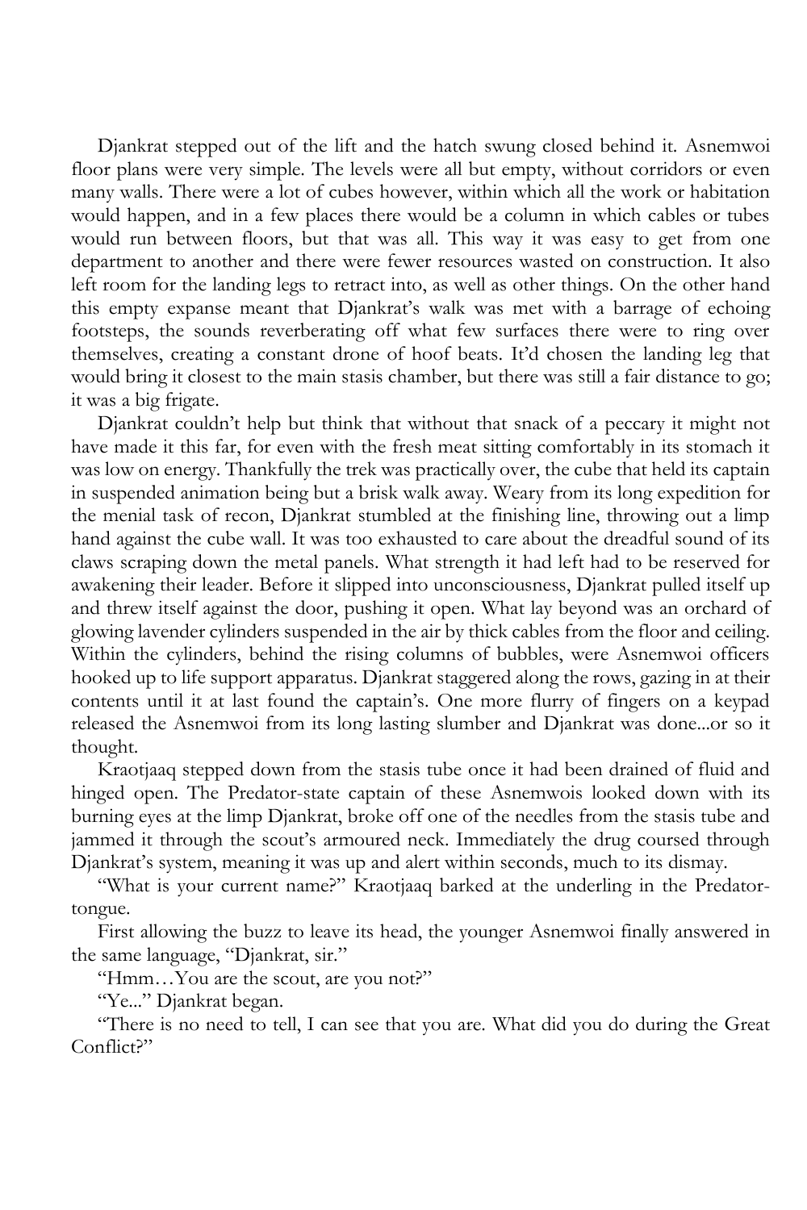Djankrat stepped out of the lift and the hatch swung closed behind it. Asnemwoi floor plans were very simple. The levels were all but empty, without corridors or even many walls. There were a lot of cubes however, within which all the work or habitation would happen, and in a few places there would be a column in which cables or tubes would run between floors, but that was all. This way it was easy to get from one department to another and there were fewer resources wasted on construction. It also left room for the landing legs to retract into, as well as other things. On the other hand this empty expanse meant that Djankrat's walk was met with a barrage of echoing footsteps, the sounds reverberating off what few surfaces there were to ring over themselves, creating a constant drone of hoof beats. It'd chosen the landing leg that would bring it closest to the main stasis chamber, but there was still a fair distance to go; it was a big frigate.

Djankrat couldn't help but think that without that snack of a peccary it might not have made it this far, for even with the fresh meat sitting comfortably in its stomach it was low on energy. Thankfully the trek was practically over, the cube that held its captain in suspended animation being but a brisk walk away. Weary from its long expedition for the menial task of recon, Djankrat stumbled at the finishing line, throwing out a limp hand against the cube wall. It was too exhausted to care about the dreadful sound of its claws scraping down the metal panels. What strength it had left had to be reserved for awakening their leader. Before it slipped into unconsciousness, Djankrat pulled itself up and threw itself against the door, pushing it open. What lay beyond was an orchard of glowing lavender cylinders suspended in the air by thick cables from the floor and ceiling. Within the cylinders, behind the rising columns of bubbles, were Asnemwoi officers hooked up to life support apparatus. Djankrat staggered along the rows, gazing in at their contents until it at last found the captain's. One more flurry of fingers on a keypad released the Asnemwoi from its long lasting slumber and Djankrat was done...or so it thought.

Kraotjaaq stepped down from the stasis tube once it had been drained of fluid and hinged open. The Predator-state captain of these Asnemwois looked down with its burning eyes at the limp Djankrat, broke off one of the needles from the stasis tube and jammed it through the scout's armoured neck. Immediately the drug coursed through Djankrat's system, meaning it was up and alert within seconds, much to its dismay.

"What is your current name?" Kraotjaaq barked at the underling in the Predator-tongue.

First allowing the buzz to leave its head, the younger Asnemwoi finally answered in the same language, "Djankrat, sir."

"Hmm…You are the scout, are you not?"

"Ye..." Djankrat began.

"There is no need to tell, I can see that you are. What did you do during the Great Conflict?"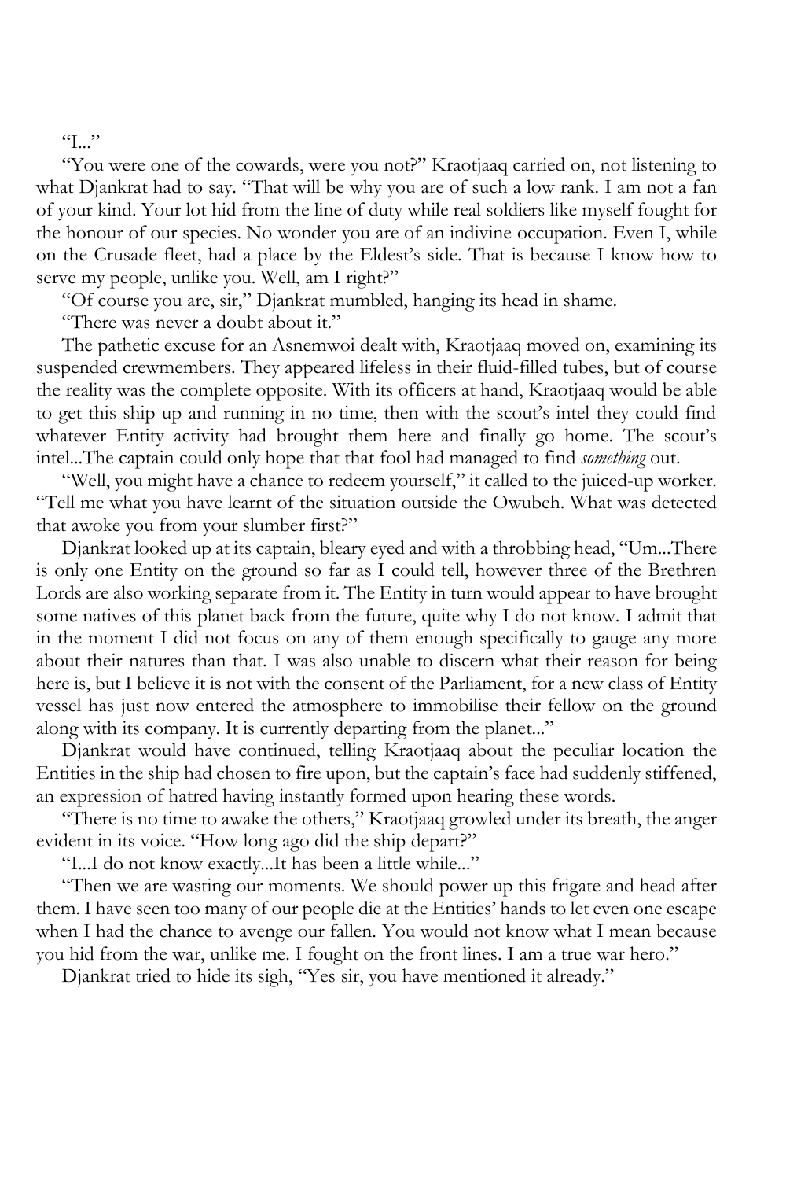"I..."

"You were one of the cowards, were you not?" Kraotjaaq carried on, not listening to what Djankrat had to say. "That will be why you are of such a low rank. I am not a fan of your kind. Your lot hid from the line of duty while real soldiers like myself fought for the honour of our species. No wonder you are of an indivine occupation. Even I, while on the Crusade fleet, had a place by the Eldest's side. That is because I know how to serve my people, unlike you. Well, am I right?"

"Of course you are, sir," Djankrat mumbled, hanging its head in shame.

"There was never a doubt about it."

The pathetic excuse for an Asnemwoi dealt with, Kraotjaaq moved on, examining its suspended crewmembers. They appeared lifeless in their fluid-filled tubes, but of course the reality was the complete opposite. With its officers at hand, Kraotjaaq would be able to get this ship up and running in no time, then with the scout's intel they could find whatever Entity activity had brought them here and finally go home. The scout's intel...The captain could only hope that that fool had managed to find *something* out.

"Well, you might have a chance to redeem yourself," it called to the juiced-up worker. "Tell me what you have learnt of the situation outside the Owubeh. What was detected that awoke you from your slumber first?"

Djankrat looked up at its captain, bleary eyed and with a throbbing head, "Um...There is only one Entity on the ground so far as I could tell, however three of the Brethren Lords are also working separate from it. The Entity in turn would appear to have brought some natives of this planet back from the future, quite why I do not know. I admit that in the moment I did not focus on any of them enough specifically to gauge any more about their natures than that. I was also unable to discern what their reason for being here is, but I believe it is not with the consent of the Parliament, for a new class of Entity vessel has just now entered the atmosphere to immobilise their fellow on the ground along with its company. It is currently departing from the planet..."

Djankrat would have continued, telling Kraotjaaq about the peculiar location the Entities in the ship had chosen to fire upon, but the captain's face had suddenly stiffened, an expression of hatred having instantly formed upon hearing these words.

"There is no time to awake the others," Kraotjaaq growled under its breath, the anger evident in its voice. "How long ago did the ship depart?"

"I...I do not know exactly...It has been a little while..."

"Then we are wasting our moments. We should power up this frigate and head after them. I have seen too many of our people die at the Entities' hands to let even one escape when I had the chance to avenge our fallen. You would not know what I mean because you hid from the war, unlike me. I fought on the front lines. I am a true war hero."

Djankrat tried to hide its sigh, "Yes sir, you have mentioned it already."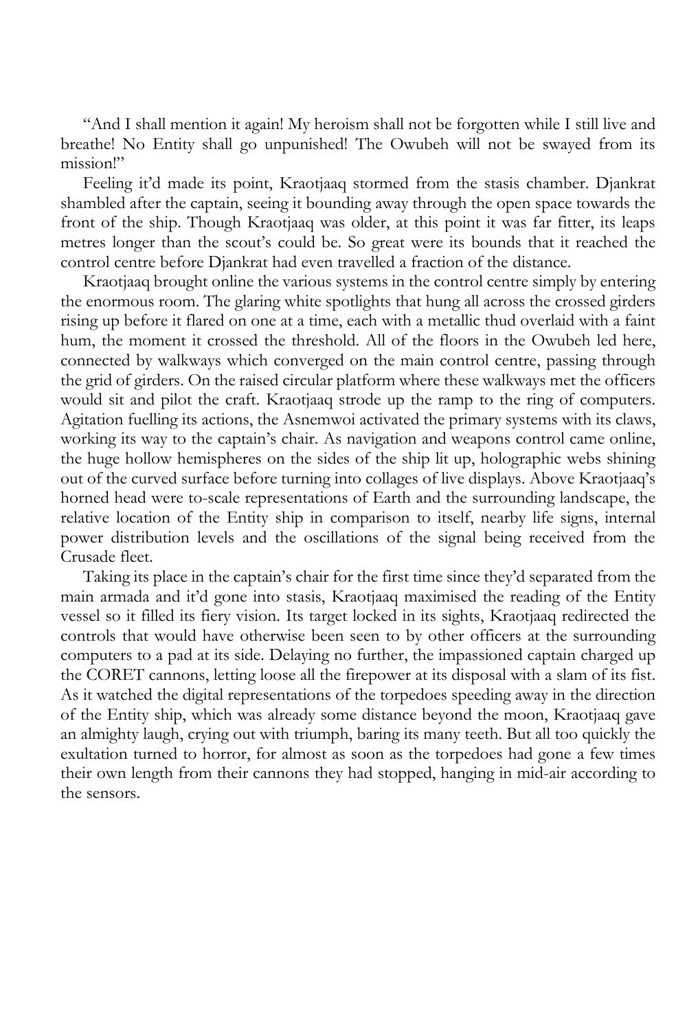"And I shall mention it again! My heroism shall not be forgotten while I still live and breathe! No Entity shall go unpunished! The Owubeh will not be swayed from its mission!"

Feeling it'd made its point, Kraotjaaq stormed from the stasis chamber. Djankrat shambled after the captain, seeing it bounding away through the open space towards the front of the ship. Though Kraotjaaq was older, at this point it was far fitter, its leaps metres longer than the scout's could be. So great were its bounds that it reached the control centre before Djankrat had even travelled a fraction of the distance.

Kraotjaaq brought online the various systems in the control centre simply by entering the enormous room. The glaring white spotlights that hung all across the crossed girders rising up before it flared on one at a time, each with a metallic thud overlaid with a faint hum, the moment it crossed the threshold. All of the floors in the Owubeh led here, connected by walkways which converged on the main control centre, passing through the grid of girders. On the raised circular platform where these walkways met the officers would sit and pilot the craft. Kraotjaaq strode up the ramp to the ring of computers. Agitation fuelling its actions, the Asnemwoi activated the primary systems with its claws, working its way to the captain's chair. As navigation and weapons control came online, the huge hollow hemispheres on the sides of the ship lit up, holographic webs shining out of the curved surface before turning into collages of live displays. Above Kraotjaaq's horned head were to-scale representations of Earth and the surrounding landscape, the relative location of the Entity ship in comparison to itself, nearby life signs, internal power distribution levels and the oscillations of the signal being received from the Crusade fleet.

Taking its place in the captain's chair for the first time since they'd separated from the main armada and it'd gone into stasis, Kraotjaaq maximised the reading of the Entity vessel so it filled its fiery vision. Its target locked in its sights, Kraotjaaq redirected the controls that would have otherwise been seen to by other officers at the surrounding computers to a pad at its side. Delaying no further, the impassioned captain charged up the CORET cannons, letting loose all the firepower at its disposal with a slam of its fist. As it watched the digital representations of the torpedoes speeding away in the direction of the Entity ship, which was already some distance beyond the moon, Kraotjaaq gave an almighty laugh, crying out with triumph, baring its many teeth. But all too quickly the exultation turned to horror, for almost as soon as the torpedoes had gone a few times their own length from their cannons they had stopped, hanging in mid-air according to the sensors.